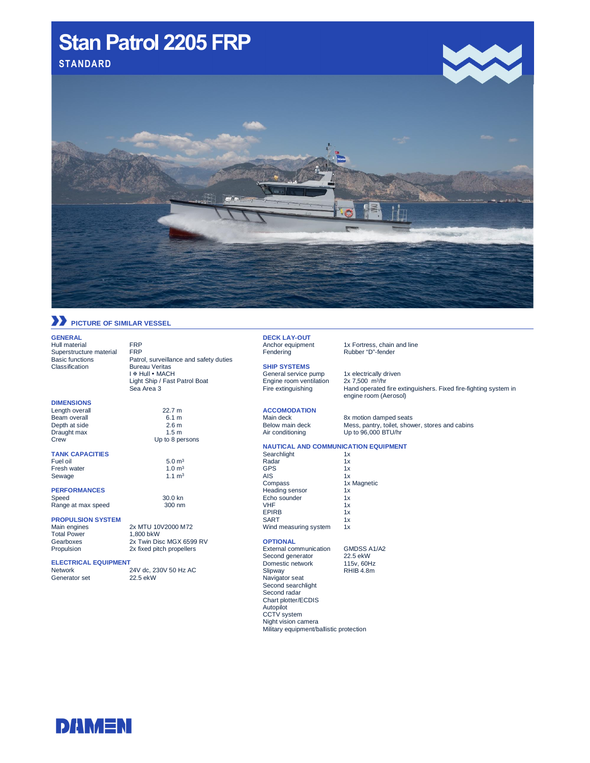# Stan Patrol 2205 FRP

**STANDARD**

PICTURE OF SIMILAR VESSEL

## GENERAL

| | |
|---|---|
| Hull material | FRP |
| Superstructure material | FRP |
| Basic functions | Patrol, surveillance and safety duties |
| Classification | Bureau Veritas |
| | I ✠ Hull • MACH |
| | Light Ship / Fast Patrol Boat |
| | Sea Area 3 |

## DIMENSIONS

| | |
|---|---|
| Length overall | 22.7 m |
| Beam overall | 6.1 m |
| Depth at side | 2.6 m |
| Draught max | 1.5 m |
| Crew | Up to 8 persons |

## TANK CAPACITIES

| | |
|---|---|
| Fuel oil | 5.0 m³ |
| Fresh water | 1.0 m³ |
| Sewage | 1.1 m³ |

## PERFORMANCES

| | |
|---|---|
| Speed | 30.0 kn |
| Range at max speed | 300 nm |

## PROPULSION SYSTEM

| | |
|---|---|
| Main engines | 2x MTU 10V2000 M72 |
| Total Power | 1,800 bkW |
| Gearboxes | 2x Twin Disc MGX 6599 RV |
| Propulsion | 2x fixed pitch propellers |

## ELECTRICAL EQUIPMENT

| | |
|---|---|
| Network | 24V dc, 230V 50 Hz AC |
| Generator set | 22.5 ekW |

## DECK LAY-OUT

| | |
|---|---|
| Anchor equipment | 1x Fortress, chain and line |
| Fendering | Rubber "D"-fender |

## SHIP SYSTEMS

| | |
|---|---|
| General service pump | 1x electrically driven |
| Engine room ventilation | 2x 7,500 m³/hr |
| Fire extinguishing | Hand operated fire extinguishers. Fixed fire-fighting system in engine room (Aerosol) |

## ACCOMODATION

| | |
|---|---|
| Main deck | 8x motion damped seats |
| Below main deck | Mess, pantry, toilet, shower, stores and cabins |
| Air conditioning | Up to 96,000 BTU/hr |

## NAUTICAL AND COMMUNICATION EQUIPMENT

| | |
|---|---|
| Searchlight | 1x |
| Radar | 1x |
| GPS | 1x |
| AIS | 1x |
| Compass | 1x Magnetic |
| Heading sensor | 1x |
| Echo sounder | 1x |
| VHF | 1x |
| EPIRB | 1x |
| SART | 1x |
| Wind measuring system | 1x |

## OPTIONAL

| | |
|---|---|
| External communication | GMDSS A1/A2 |
| Second generator | 22.5 ekW |
| Domestic network | 115v, 60Hz |
| Slipway | RHIB 4.8m |
| Navigator seat | |
| Second searchlight | |
| Second radar | |
| Chart plotter/ECDIS | |
| Autopilot | |
| CCTV system | |
| Night vision camera | |
| Military equipment/ballistic protection | |

DAMEN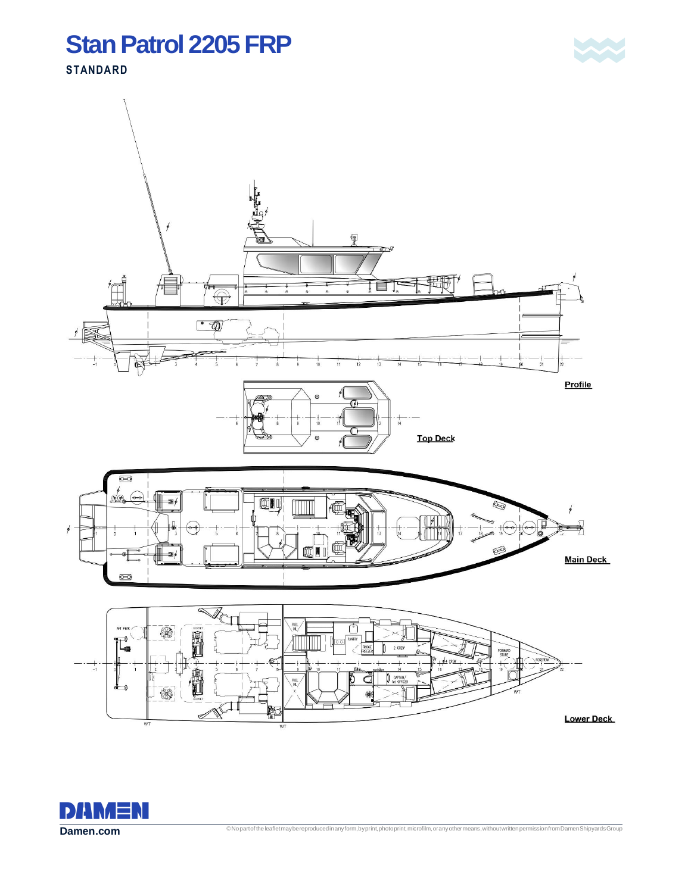# Stan Patrol 2205 FRP

**STANDARD**

Profile

Top Deck

Main Deck

Lower Deck

Damen.com

© No part of the leaflet may be reproduced in any form, by print, photoprint, microfilm, or any other means, without written permission from Damen Shipyards Group